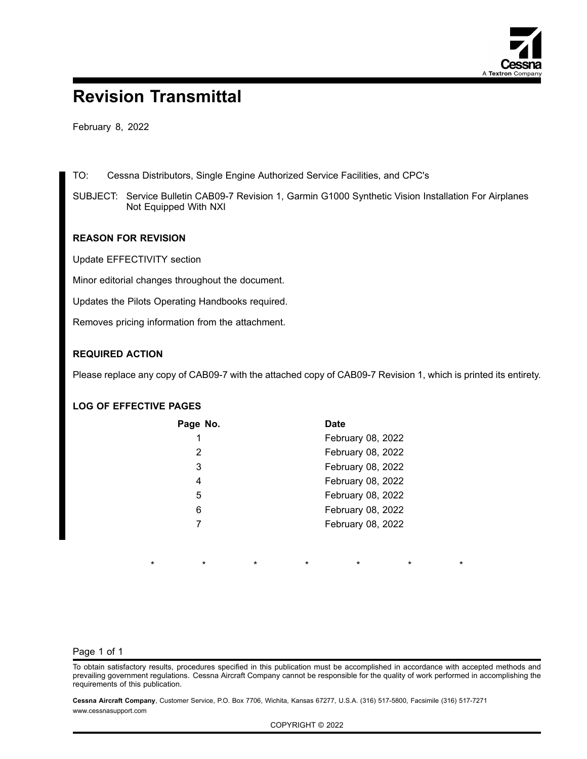# Revision Transmittal

February 8, 2022

TO: Cessna Distributors, Single Engine Authorized Service Facilities, and CPC's

SUBJECT: Service Bulletin CAB09-7 Revision 1, Garmin G1000 Synthetic Vision Installation For Airplanes Not Equipped With NXI

### REASON FOR REVISION

Update EFFECTIVITY section

Minor editorial changes throughout the document.

Updates the Pilots Operating Handbooks required.

Removes pricing information from the attachment.

### REQUIRED ACTION

Please replace any copy of CAB09-7 with the attached copy of CAB09-7 Revision 1, which is printed its entirety.

### LOG OF EFFECTIVE PAGES

| Page No. | Date |
|---|---|
| 1 | February 08, 2022 |
| 2 | February 08, 2022 |
| 3 | February 08, 2022 |
| 4 | February 08, 2022 |
| 5 | February 08, 2022 |
| 6 | February 08, 2022 |
| 7 | February 08, 2022 |

\* \* \* \* \* \* \*

To obtain satisfactory results, procedures specified in this publication must be accomplished in accordance with accepted methods and prevailing government regulations. Cessna Aircraft Company cannot be responsible for the quality of work performed in accomplishing the requirements of this publication.

**Cessna Aircraft Company**, Customer Service, P.O. Box 7706, Wichita, Kansas 67277, U.S.A. (316) 517-5800, Facsimile (316) 517-7271
www.cessnasupport.com

COPYRIGHT © 2022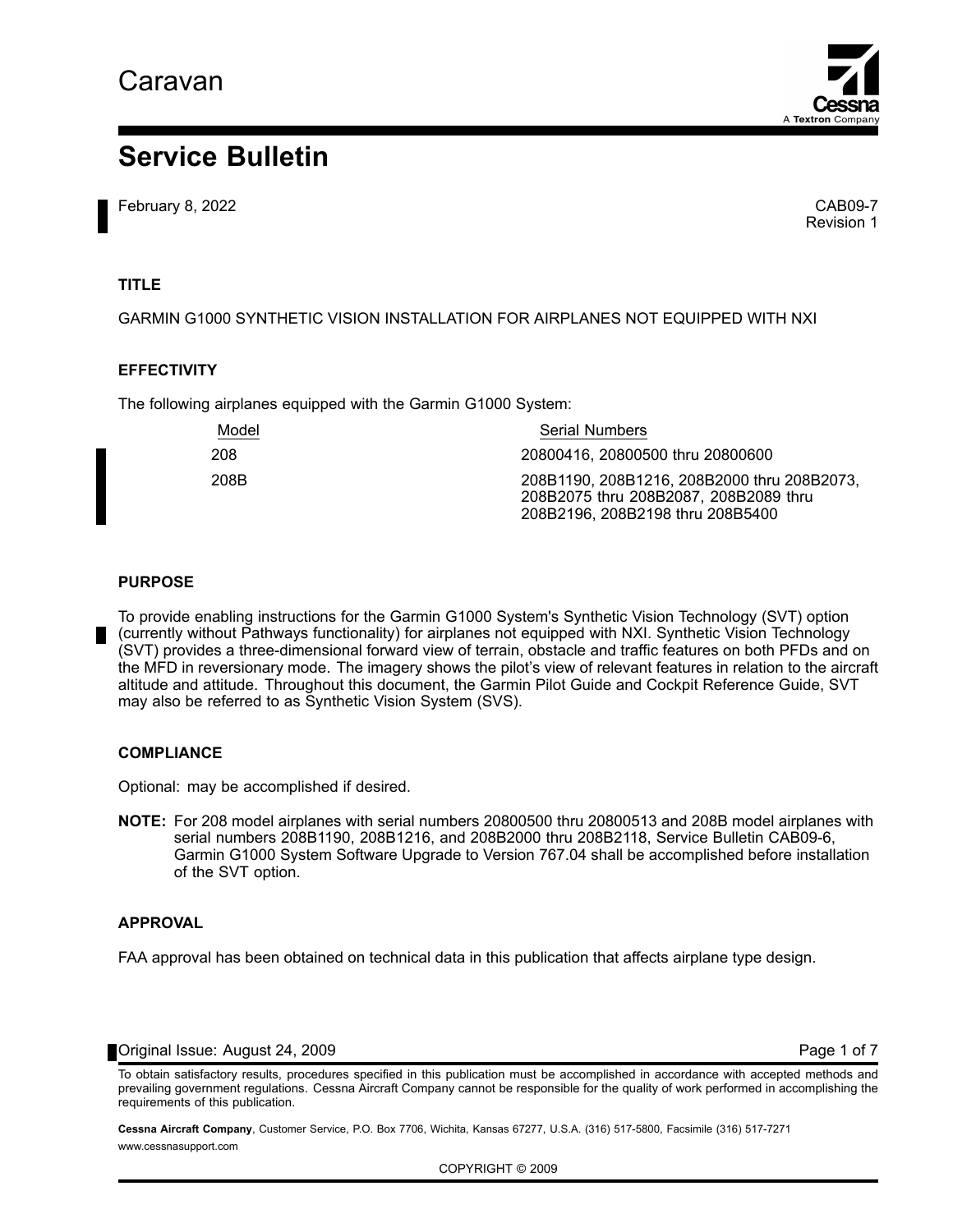# Caravan

# Service Bulletin

February 8, 2022

CAB09-7
Revision 1

### TITLE

GARMIN G1000 SYNTHETIC VISION INSTALLATION FOR AIRPLANES NOT EQUIPPED WITH NXI

### EFFECTIVITY

The following airplanes equipped with the Garmin G1000 System:

| Model | Serial Numbers |
|---|---|
| 208 | 20800416, 20800500 thru 20800600 |
| 208B | 208B1190, 208B1216, 208B2000 thru 208B2073, 208B2075 thru 208B2087, 208B2089 thru 208B2196, 208B2198 thru 208B5400 |

### PURPOSE

To provide enabling instructions for the Garmin G1000 System's Synthetic Vision Technology (SVT) option (currently without Pathways functionality) for airplanes not equipped with NXI. Synthetic Vision Technology (SVT) provides a three-dimensional forward view of terrain, obstacle and traffic features on both PFDs and on the MFD in reversionary mode. The imagery shows the pilot's view of relevant features in relation to the aircraft altitude and attitude. Throughout this document, the Garmin Pilot Guide and Cockpit Reference Guide, SVT may also be referred to as Synthetic Vision System (SVS).

### COMPLIANCE

Optional: may be accomplished if desired.

**NOTE:** For 208 model airplanes with serial numbers 20800500 thru 20800513 and 208B model airplanes with serial numbers 208B1190, 208B1216, and 208B2000 thru 208B2118, Service Bulletin CAB09-6, Garmin G1000 System Software Upgrade to Version 767.04 shall be accomplished before installation of the SVT option.

### APPROVAL

FAA approval has been obtained on technical data in this publication that affects airplane type design.

Original Issue: August 24, 2009

To obtain satisfactory results, procedures specified in this publication must be accomplished in accordance with accepted methods and prevailing government regulations. Cessna Aircraft Company cannot be responsible for the quality of work performed in accomplishing the requirements of this publication.

**Cessna Aircraft Company**, Customer Service, P.O. Box 7706, Wichita, Kansas 67277, U.S.A. (316) 517-5800, Facsimile (316) 517-7271
www.cessnasupport.com

COPYRIGHT © 2009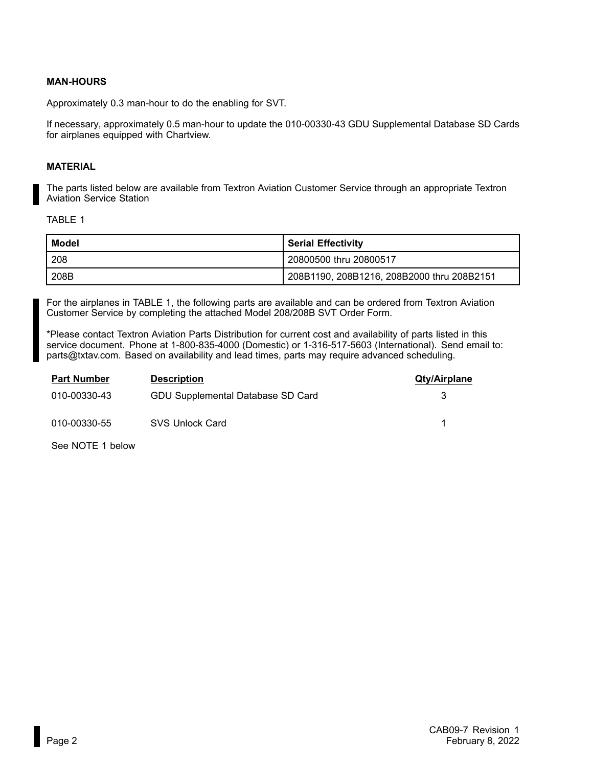### MAN-HOURS

Approximately 0.3 man-hour to do the enabling for SVT.

If necessary, approximately 0.5 man-hour to update the 010-00330-43 GDU Supplemental Database SD Cards for airplanes equipped with Chartview.

### MATERIAL

The parts listed below are available from Textron Aviation Customer Service through an appropriate Textron Aviation Service Station

TABLE 1

| Model | Serial Effectivity |
|---|---|
| 208 | 20800500 thru 20800517 |
| 208B | 208B1190, 208B1216, 208B2000 thru 208B2151 |

For the airplanes in TABLE 1, the following parts are available and can be ordered from Textron Aviation Customer Service by completing the attached Model 208/208B SVT Order Form.

*Please contact Textron Aviation Parts Distribution for current cost and availability of parts listed in this service document. Phone at 1-800-835-4000 (Domestic) or 1-316-517-5603 (International). Send email to: parts@txtav.com. Based on availability and lead times, parts may require advanced scheduling.

| Part Number | Description | Qty/Airplane |
|---|---|---|
| 010-00330-43 | GDU Supplemental Database SD Card | 3 |
| 010-00330-55 | SVS Unlock Card | 1 |

See NOTE 1 below

CAB09-7 Revision 1
February 8, 2022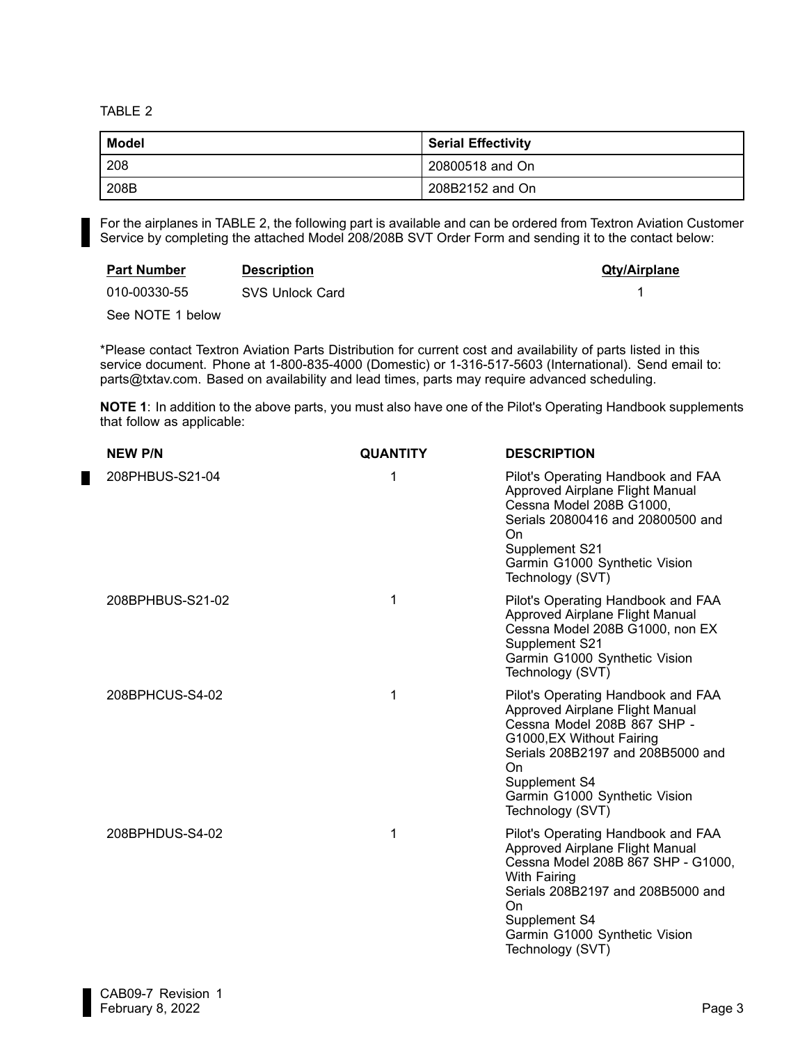TABLE 2

| Model | Serial Effectivity |
| --- | --- |
| 208 | 20800518 and On |
| 208B | 208B2152 and On |

For the airplanes in TABLE 2, the following part is available and can be ordered from Textron Aviation Customer Service by completing the attached Model 208/208B SVT Order Form and sending it to the contact below:

| Part Number | Description | Qty/Airplane |
| --- | --- | --- |
| 010-00330-55 | SVS Unlock Card | 1 |

See NOTE 1 below

*Please contact Textron Aviation Parts Distribution for current cost and availability of parts listed in this service document. Phone at 1-800-835-4000 (Domestic) or 1-316-517-5603 (International). Send email to: parts@txtav.com. Based on availability and lead times, parts may require advanced scheduling.

**NOTE 1**: In addition to the above parts, you must also have one of the Pilot's Operating Handbook supplements that follow as applicable:

| NEW P/N | QUANTITY | DESCRIPTION |
| --- | --- | --- |
| 208PHBUS-S21-04 | 1 | Pilot's Operating Handbook and FAA Approved Airplane Flight Manual Cessna Model 208B G1000, Serials 20800416 and 20800500 and On Supplement S21 Garmin G1000 Synthetic Vision Technology (SVT) |
| 208BPHBUS-S21-02 | 1 | Pilot's Operating Handbook and FAA Approved Airplane Flight Manual Cessna Model 208B G1000, non EX Supplement S21 Garmin G1000 Synthetic Vision Technology (SVT) |
| 208BPHCUS-S4-02 | 1 | Pilot's Operating Handbook and FAA Approved Airplane Flight Manual Cessna Model 208B 867 SHP - G1000,EX Without Fairing Serials 208B2197 and 208B5000 and On Supplement S4 Garmin G1000 Synthetic Vision Technology (SVT) |
| 208BPHDUS-S4-02 | 1 | Pilot's Operating Handbook and FAA Approved Airplane Flight Manual Cessna Model 208B 867 SHP - G1000, With Fairing Serials 208B2197 and 208B5000 and On Supplement S4 Garmin G1000 Synthetic Vision Technology (SVT) |

CAB09-7 Revision 1
February 8, 2022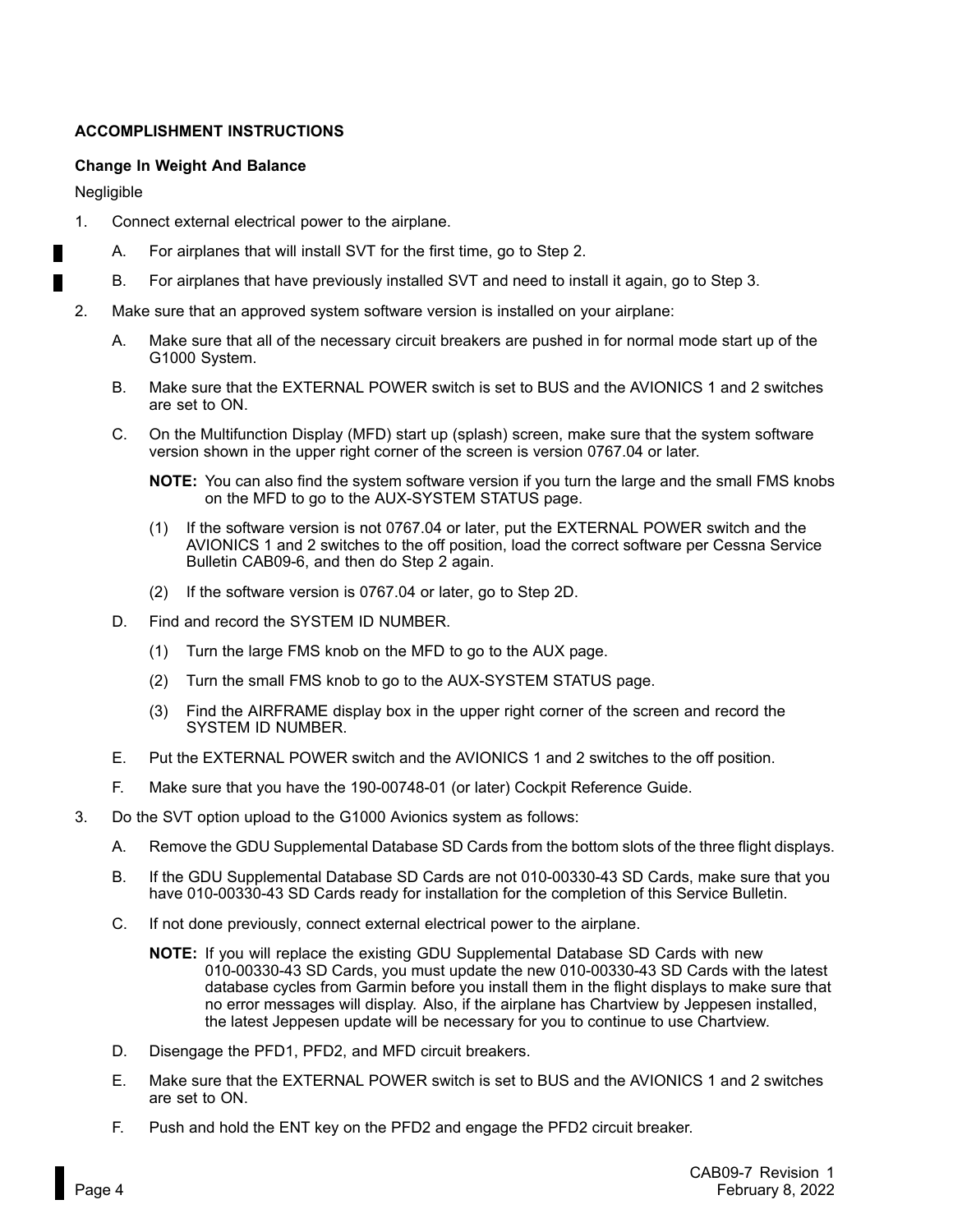## ACCOMPLISHMENT INSTRUCTIONS

### Change In Weight And Balance

Negligible

1. Connect external electrical power to the airplane.
   - A. For airplanes that will install SVT for the first time, go to Step 2.
   - B. For airplanes that have previously installed SVT and need to install it again, go to Step 3.
2. Make sure that an approved system software version is installed on your airplane:
   - A. Make sure that all of the necessary circuit breakers are pushed in for normal mode start up of the G1000 System.
   - B. Make sure that the EXTERNAL POWER switch is set to BUS and the AVIONICS 1 and 2 switches are set to ON.
   - C. On the Multifunction Display (MFD) start up (splash) screen, make sure that the system software version shown in the upper right corner of the screen is version 0767.04 or later.

     **NOTE:** You can also find the system software version if you turn the large and the small FMS knobs on the MFD to go to the AUX-SYSTEM STATUS page.

     - (1) If the software version is not 0767.04 or later, put the EXTERNAL POWER switch and the AVIONICS 1 and 2 switches to the off position, load the correct software per Cessna Service Bulletin CAB09-6, and then do Step 2 again.
     - (2) If the software version is 0767.04 or later, go to Step 2D.
   - D. Find and record the SYSTEM ID NUMBER.
     - (1) Turn the large FMS knob on the MFD to go to the AUX page.
     - (2) Turn the small FMS knob to go to the AUX-SYSTEM STATUS page.
     - (3) Find the AIRFRAME display box in the upper right corner of the screen and record the SYSTEM ID NUMBER.
   - E. Put the EXTERNAL POWER switch and the AVIONICS 1 and 2 switches to the off position.
   - F. Make sure that you have the 190-00748-01 (or later) Cockpit Reference Guide.
3. Do the SVT option upload to the G1000 Avionics system as follows:
   - A. Remove the GDU Supplemental Database SD Cards from the bottom slots of the three flight displays.
   - B. If the GDU Supplemental Database SD Cards are not 010-00330-43 SD Cards, make sure that you have 010-00330-43 SD Cards ready for installation for the completion of this Service Bulletin.
   - C. If not done previously, connect external electrical power to the airplane.

     **NOTE:** If you will replace the existing GDU Supplemental Database SD Cards with new 010-00330-43 SD Cards, you must update the new 010-00330-43 SD Cards with the latest database cycles from Garmin before you install them in the flight displays to make sure that no error messages will display. Also, if the airplane has Chartview by Jeppesen installed, the latest Jeppesen update will be necessary for you to continue to use Chartview.
   - D. Disengage the PFD1, PFD2, and MFD circuit breakers.
   - E. Make sure that the EXTERNAL POWER switch is set to BUS and the AVIONICS 1 and 2 switches are set to ON.
   - F. Push and hold the ENT key on the PFD2 and engage the PFD2 circuit breaker.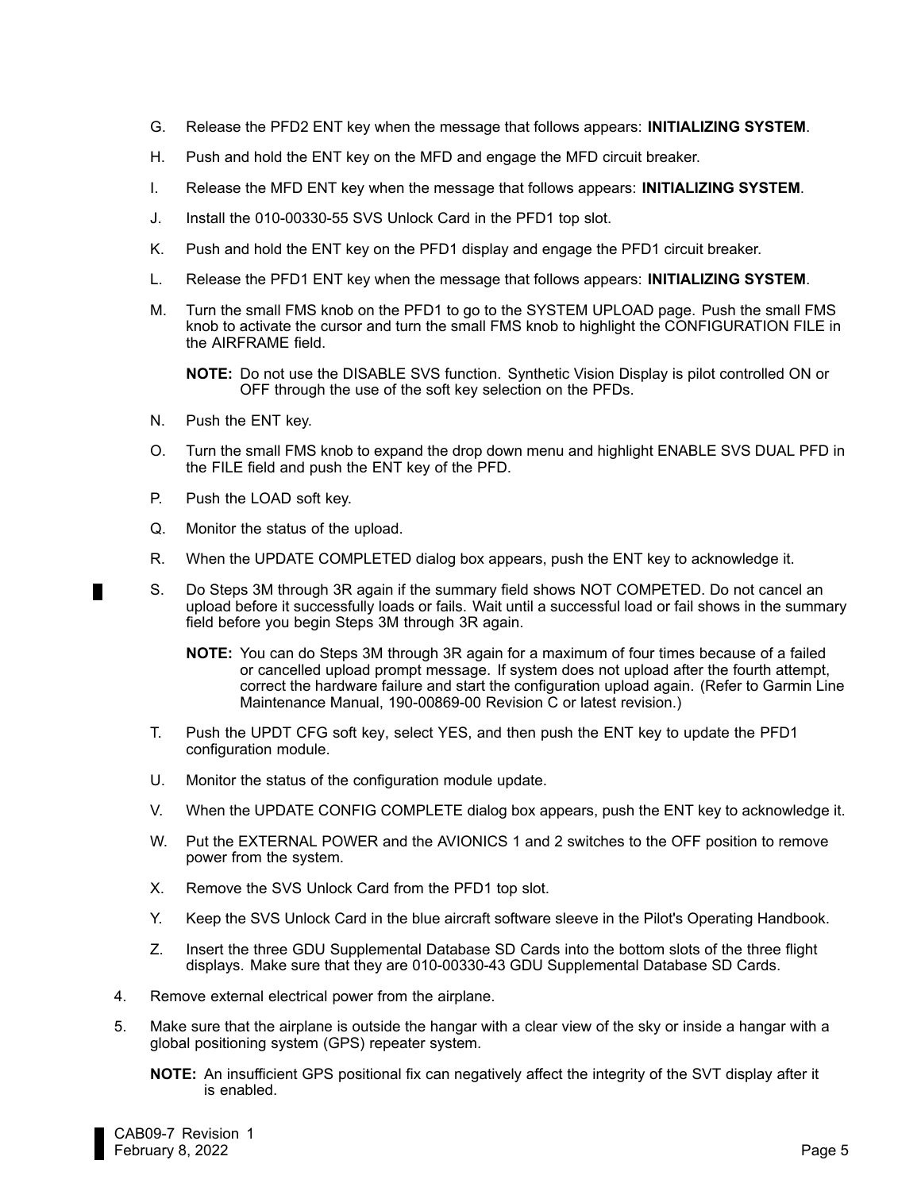G. Release the PFD2 ENT key when the message that follows appears: **INITIALIZING SYSTEM**.

H. Push and hold the ENT key on the MFD and engage the MFD circuit breaker.

I. Release the MFD ENT key when the message that follows appears: **INITIALIZING SYSTEM**.

J. Install the 010-00330-55 SVS Unlock Card in the PFD1 top slot.

K. Push and hold the ENT key on the PFD1 display and engage the PFD1 circuit breaker.

L. Release the PFD1 ENT key when the message that follows appears: **INITIALIZING SYSTEM**.

M. Turn the small FMS knob on the PFD1 to go to the SYSTEM UPLOAD page. Push the small FMS knob to activate the cursor and turn the small FMS knob to highlight the CONFIGURATION FILE in the AIRFRAME field.

   **NOTE:** Do not use the DISABLE SVS function. Synthetic Vision Display is pilot controlled ON or OFF through the use of the soft key selection on the PFDs.

N. Push the ENT key.

O. Turn the small FMS knob to expand the drop down menu and highlight ENABLE SVS DUAL PFD in the FILE field and push the ENT key of the PFD.

P. Push the LOAD soft key.

Q. Monitor the status of the upload.

R. When the UPDATE COMPLETED dialog box appears, push the ENT key to acknowledge it.

S. Do Steps 3M through 3R again if the summary field shows NOT COMPETED. Do not cancel an upload before it successfully loads or fails. Wait until a successful load or fail shows in the summary field before you begin Steps 3M through 3R again.

   **NOTE:** You can do Steps 3M through 3R again for a maximum of four times because of a failed or cancelled upload prompt message. If system does not upload after the fourth attempt, correct the hardware failure and start the configuration upload again. (Refer to Garmin Line Maintenance Manual, 190-00869-00 Revision C or latest revision.)

T. Push the UPDT CFG soft key, select YES, and then push the ENT key to update the PFD1 configuration module.

U. Monitor the status of the configuration module update.

V. When the UPDATE CONFIG COMPLETE dialog box appears, push the ENT key to acknowledge it.

W. Put the EXTERNAL POWER and the AVIONICS 1 and 2 switches to the OFF position to remove power from the system.

X. Remove the SVS Unlock Card from the PFD1 top slot.

Y. Keep the SVS Unlock Card in the blue aircraft software sleeve in the Pilot's Operating Handbook.

Z. Insert the three GDU Supplemental Database SD Cards into the bottom slots of the three flight displays. Make sure that they are 010-00330-43 GDU Supplemental Database SD Cards.

4. Remove external electrical power from the airplane.

5. Make sure that the airplane is outside the hangar with a clear view of the sky or inside a hangar with a global positioning system (GPS) repeater system.

   **NOTE:** An insufficient GPS positional fix can negatively affect the integrity of the SVT display after it is enabled.

CAB09-7 Revision 1
February 8, 2022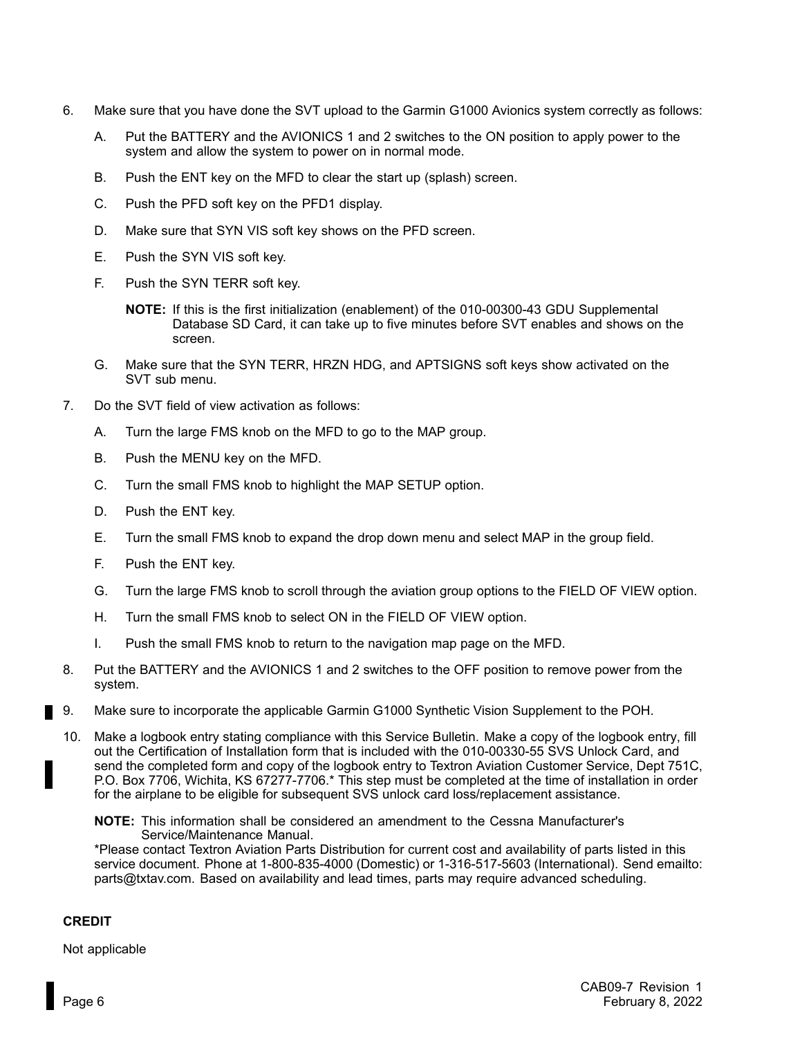6. Make sure that you have done the SVT upload to the Garmin G1000 Avionics system correctly as follows:

   A. Put the BATTERY and the AVIONICS 1 and 2 switches to the ON position to apply power to the system and allow the system to power on in normal mode.

   B. Push the ENT key on the MFD to clear the start up (splash) screen.

   C. Push the PFD soft key on the PFD1 display.

   D. Make sure that SYN VIS soft key shows on the PFD screen.

   E. Push the SYN VIS soft key.

   F. Push the SYN TERR soft key.

      **NOTE:** If this is the first initialization (enablement) of the 010-00300-43 GDU Supplemental Database SD Card, it can take up to five minutes before SVT enables and shows on the screen.

   G. Make sure that the SYN TERR, HRZN HDG, and APTSIGNS soft keys show activated on the SVT sub menu.

7. Do the SVT field of view activation as follows:

   A. Turn the large FMS knob on the MFD to go to the MAP group.

   B. Push the MENU key on the MFD.

   C. Turn the small FMS knob to highlight the MAP SETUP option.

   D. Push the ENT key.

   E. Turn the small FMS knob to expand the drop down menu and select MAP in the group field.

   F. Push the ENT key.

   G. Turn the large FMS knob to scroll through the aviation group options to the FIELD OF VIEW option.

   H. Turn the small FMS knob to select ON in the FIELD OF VIEW option.

   I. Push the small FMS knob to return to the navigation map page on the MFD.

8. Put the BATTERY and the AVIONICS 1 and 2 switches to the OFF position to remove power from the system.

9. Make sure to incorporate the applicable Garmin G1000 Synthetic Vision Supplement to the POH.

10. Make a logbook entry stating compliance with this Service Bulletin. Make a copy of the logbook entry, fill out the Certification of Installation form that is included with the 010-00330-55 SVS Unlock Card, and send the completed form and copy of the logbook entry to Textron Aviation Customer Service, Dept 751C, P.O. Box 7706, Wichita, KS 67277-7706.* This step must be completed at the time of installation in order for the airplane to be eligible for subsequent SVS unlock card loss/replacement assistance.

    **NOTE:** This information shall be considered an amendment to the Cessna Manufacturer's Service/Maintenance Manual.

    *Please contact Textron Aviation Parts Distribution for current cost and availability of parts listed in this service document. Phone at 1-800-835-4000 (Domestic) or 1-316-517-5603 (International). Send emailto: parts@txtav.com. Based on availability and lead times, parts may require advanced scheduling.

**CREDIT**

Not applicable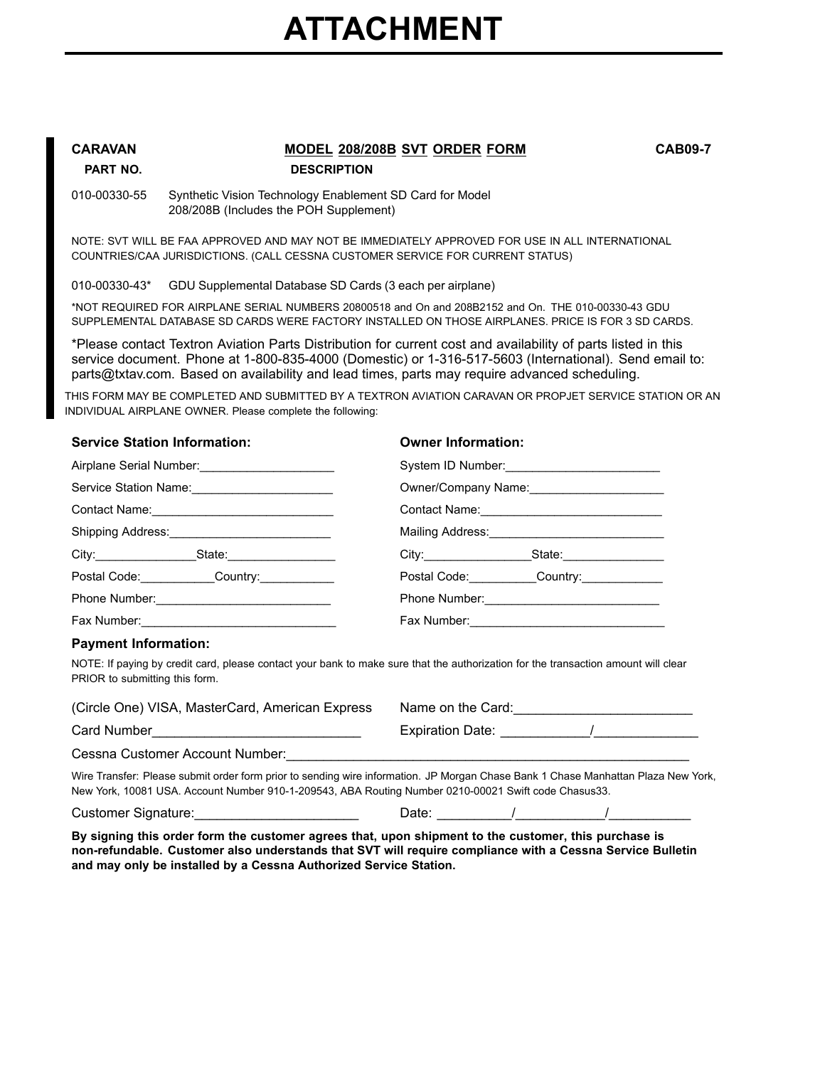# ATTACHMENT

**CARAVAN** — **MODEL 208/208B SVT ORDER FORM** — **CAB09-7**

| PART NO. | DESCRIPTION |
|---|---|
| 010-00330-55 | Synthetic Vision Technology Enablement SD Card for Model 208/208B (Includes the POH Supplement) |

NOTE: SVT WILL BE FAA APPROVED AND MAY NOT BE IMMEDIATELY APPROVED FOR USE IN ALL INTERNATIONAL COUNTRIES/CAA JURISDICTIONS. (CALL CESSNA CUSTOMER SERVICE FOR CURRENT STATUS)

| PART NO. | DESCRIPTION |
|---|---|
| 010-00330-43* | GDU Supplemental Database SD Cards (3 each per airplane) |

*NOT REQUIRED FOR AIRPLANE SERIAL NUMBERS 20800518 and On and 208B2152 and On. THE 010-00330-43 GDU SUPPLEMENTAL DATABASE SD CARDS WERE FACTORY INSTALLED ON THOSE AIRPLANES. PRICE IS FOR 3 SD CARDS.

*Please contact Textron Aviation Parts Distribution for current cost and availability of parts listed in this service document. Phone at 1-800-835-4000 (Domestic) or 1-316-517-5603 (International). Send email to: parts@txtav.com. Based on availability and lead times, parts may require advanced scheduling.

THIS FORM MAY BE COMPLETED AND SUBMITTED BY A TEXTRON AVIATION CARAVAN OR PROPJET SERVICE STATION OR AN INDIVIDUAL AIRPLANE OWNER. Please complete the following:

**Service Station Information:**

Airplane Serial Number:____________________

Service Station Name:_____________________

Contact Name:___________________________

Shipping Address:________________________

City:_______________State:________________

Postal Code:___________Country:___________

Phone Number:__________________________

Fax Number:_____________________________

**Owner Information:**

System ID Number:_______________________

Owner/Company Name:____________________

Contact Name:___________________________

Mailing Address:__________________________

City:________________State:_______________

Postal Code:__________Country:____________

Phone Number:__________________________

Fax Number:_____________________________

**Payment Information:**

NOTE: If paying by credit card, please contact your bank to make sure that the authorization for the transaction amount will clear PRIOR to submitting this form.

(Circle One) VISA, MasterCard, American Express

Name on the Card:________________________

Card Number____________________________

Expiration Date: ___________/_____________

Cessna Customer Account Number:_______________________________________________________

Wire Transfer: Please submit order form prior to sending wire information. JP Morgan Chase Bank 1 Chase Manhattan Plaza New York, New York, 10081 USA. Account Number 910-1-209543, ABA Routing Number 0210-00021 Swift code Chasus33.

Customer Signature:______________________

Date: _________/___________/__________

**By signing this order form the customer agrees that, upon shipment to the customer, this purchase is non-refundable. Customer also understands that SVT will require compliance with a Cessna Service Bulletin and may only be installed by a Cessna Authorized Service Station.**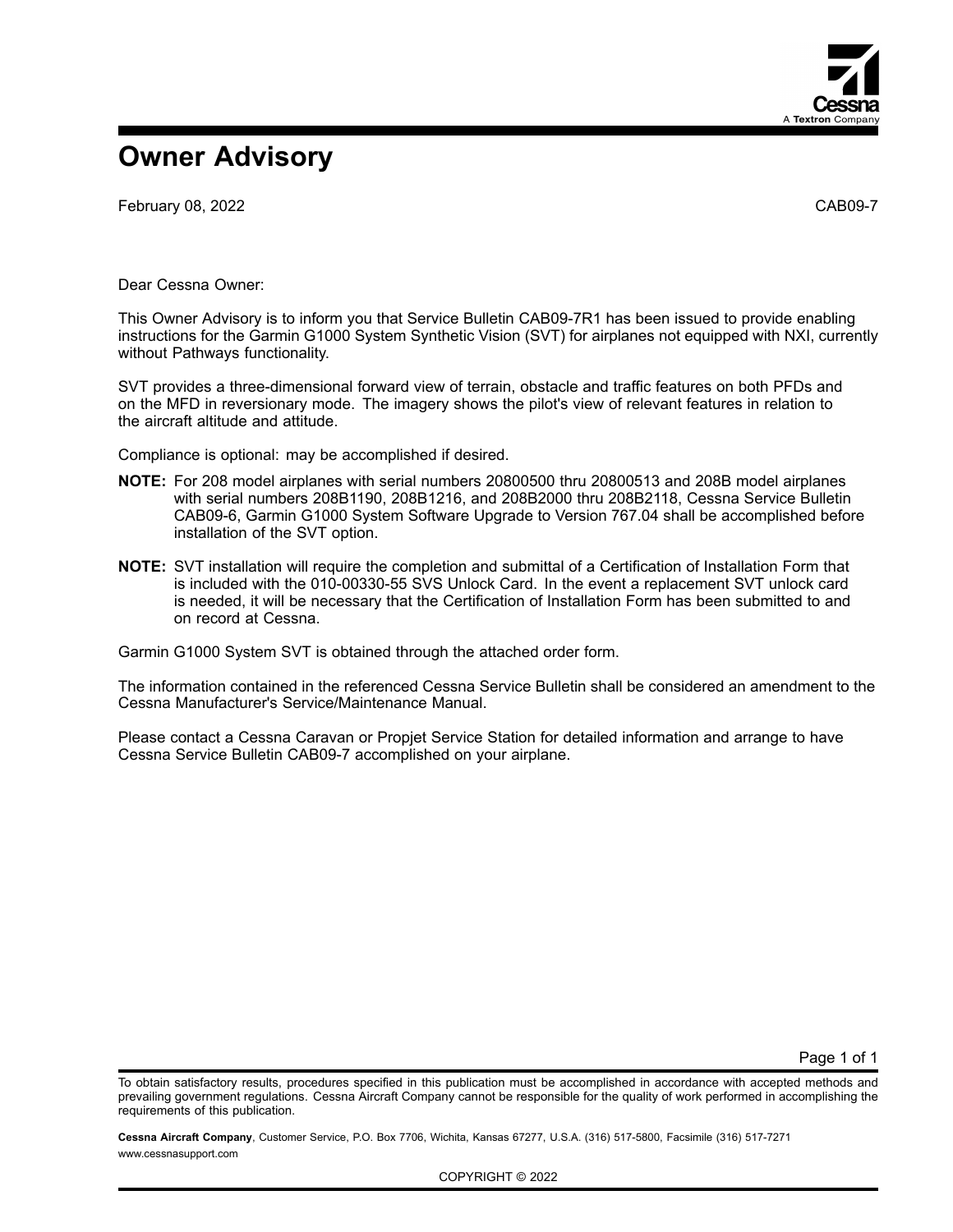# Owner Advisory

February 08, 2022 CAB09-7

Dear Cessna Owner:

This Owner Advisory is to inform you that Service Bulletin CAB09-7R1 has been issued to provide enabling instructions for the Garmin G1000 System Synthetic Vision (SVT) for airplanes not equipped with NXI, currently without Pathways functionality.

SVT provides a three-dimensional forward view of terrain, obstacle and traffic features on both PFDs and on the MFD in reversionary mode. The imagery shows the pilot's view of relevant features in relation to the aircraft altitude and attitude.

Compliance is optional: may be accomplished if desired.

**NOTE:** For 208 model airplanes with serial numbers 20800500 thru 20800513 and 208B model airplanes with serial numbers 208B1190, 208B1216, and 208B2000 thru 208B2118, Cessna Service Bulletin CAB09-6, Garmin G1000 System Software Upgrade to Version 767.04 shall be accomplished before installation of the SVT option.

**NOTE:** SVT installation will require the completion and submittal of a Certification of Installation Form that is included with the 010-00330-55 SVS Unlock Card. In the event a replacement SVT unlock card is needed, it will be necessary that the Certification of Installation Form has been submitted to and on record at Cessna.

Garmin G1000 System SVT is obtained through the attached order form.

The information contained in the referenced Cessna Service Bulletin shall be considered an amendment to the Cessna Manufacturer's Service/Maintenance Manual.

Please contact a Cessna Caravan or Propjet Service Station for detailed information and arrange to have Cessna Service Bulletin CAB09-7 accomplished on your airplane.

To obtain satisfactory results, procedures specified in this publication must be accomplished in accordance with accepted methods and prevailing government regulations. Cessna Aircraft Company cannot be responsible for the quality of work performed in accomplishing the requirements of this publication.

**Cessna Aircraft Company**, Customer Service, P.O. Box 7706, Wichita, Kansas 67277, U.S.A. (316) 517-5800, Facsimile (316) 517-7271
www.cessnasupport.com

COPYRIGHT © 2022